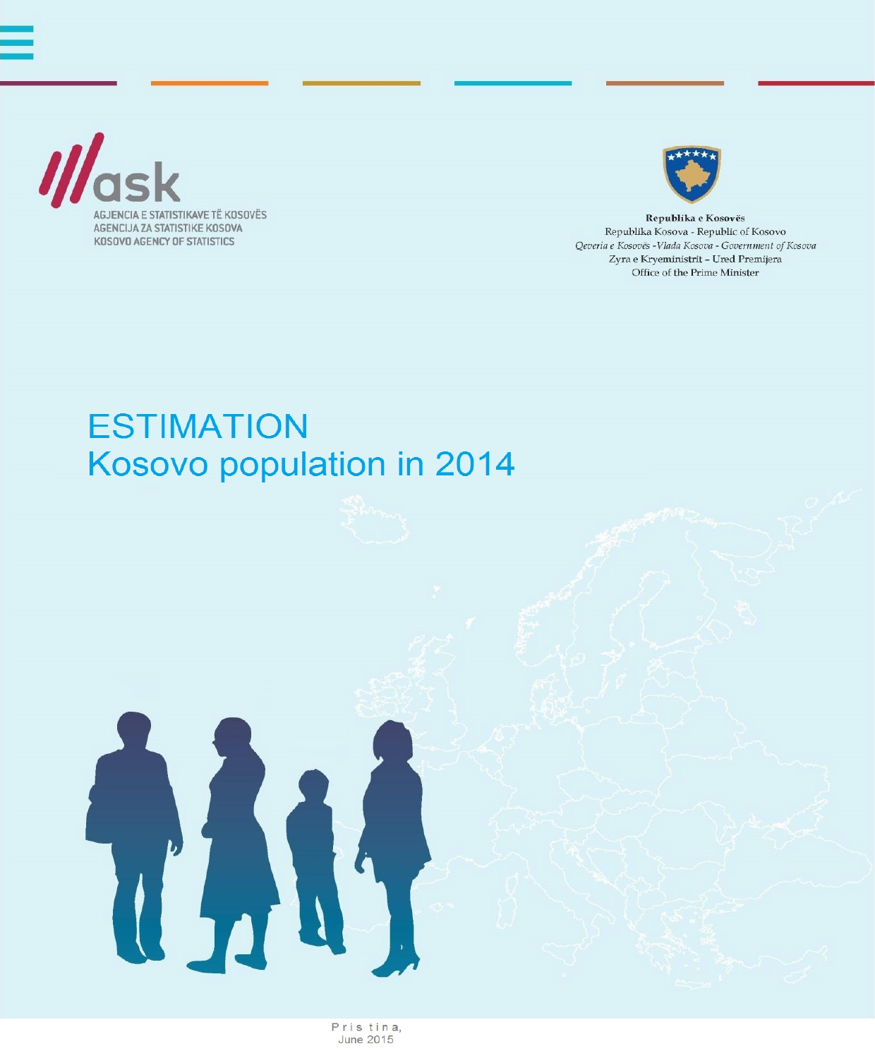AGJENCIA E STATISTIKAVE TË KOSOVËS
AGENCIJA ZA STATISTIKE KOSOVA
KOSOVO AGENCY OF STATISTICS

**Republika e Kosovës**
Republika Kosova - Republic of Kosovo
*Qeveria e Kosovës -Vlada Kosova - Government of Kosova*
Zyra e Kryeministrit – Ured Premijera
Office of the Prime Minister

# ESTIMATION Kosovo population in 2014

Pristina,
June 2015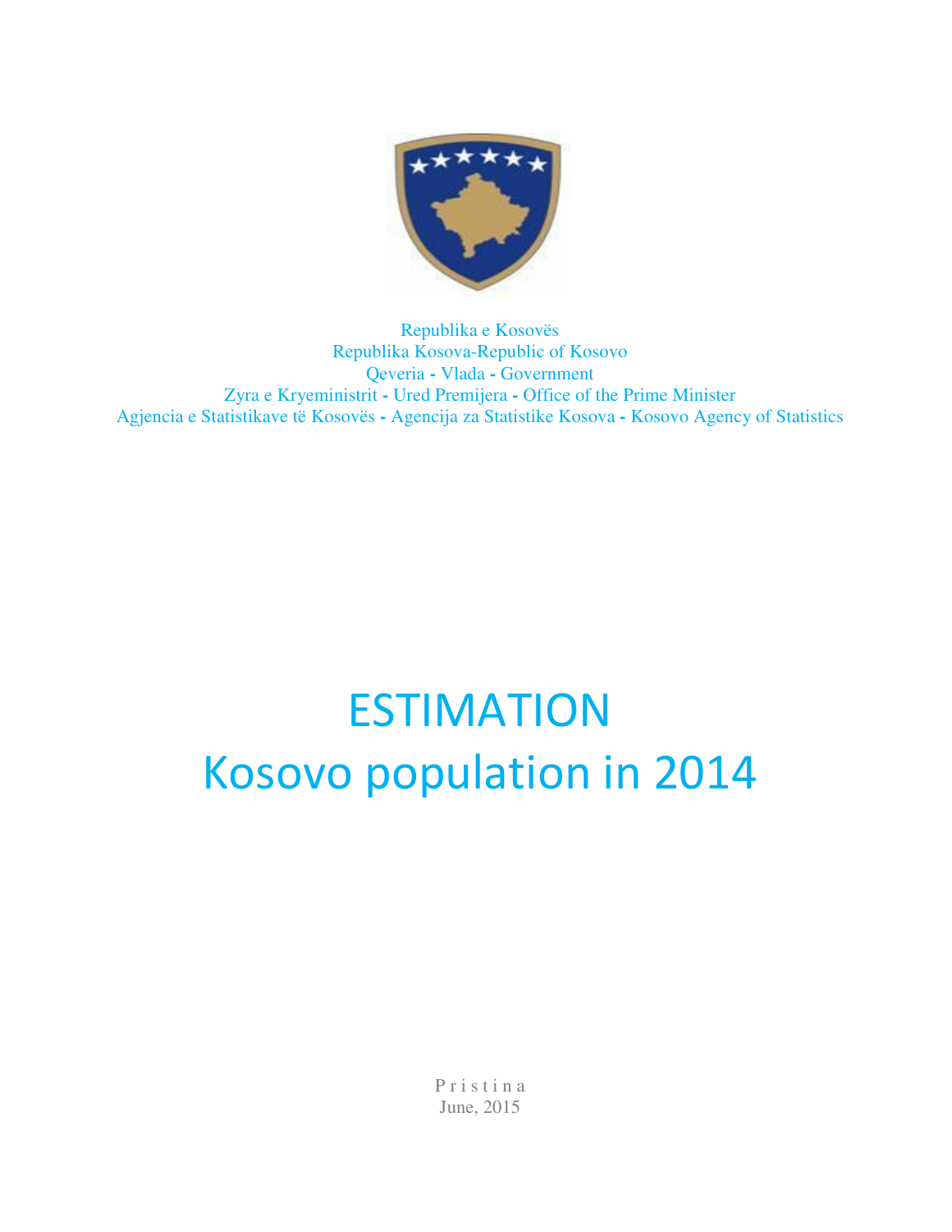Republika e Kosovës
Republika Kosova-Republic of Kosovo
Qeveria - Vlada - Government
Zyra e Kryeministrit - Ured Premijera - Office of the Prime Minister
Agjencia e Statistikave të Kosovës - Agencija za Statistike Kosova - Kosovo Agency of Statistics

# ESTIMATION
# Kosovo population in 2014

P r i s t i n a
June, 2015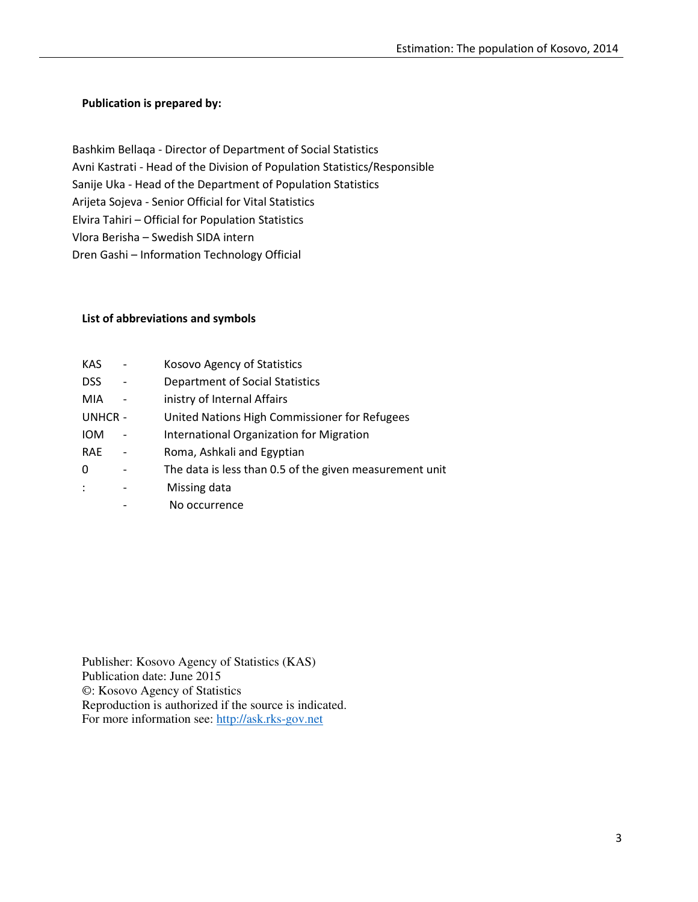**Publication is prepared by:**

Bashkim Bellaqa - Director of Department of Social Statistics
Avni Kastrati - Head of the Division of Population Statistics/Responsible
Sanije Uka - Head of the Department of Population Statistics
Arijeta Sojeva - Senior Official for Vital Statistics
Elvira Tahiri – Official for Population Statistics
Vlora Berisha – Swedish SIDA intern
Dren Gashi – Information Technology Official

**List of abbreviations and symbols**

| | | |
|---|---|---|
| KAS | - | Kosovo Agency of Statistics |
| DSS | - | Department of Social Statistics |
| MIA | - | inistry of Internal Affairs |
| UNHCR | - | United Nations High Commissioner for Refugees |
| IOM | - | International Organization for Migration |
| RAE | - | Roma, Ashkali and Egyptian |
| 0 | - | The data is less than 0.5 of the given measurement unit |
| : | - | Missing data |
| | - | No occurrence |

Publisher: Kosovo Agency of Statistics (KAS)
Publication date: June 2015
©: Kosovo Agency of Statistics
Reproduction is authorized if the source is indicated.
For more information see: http://ask.rks-gov.net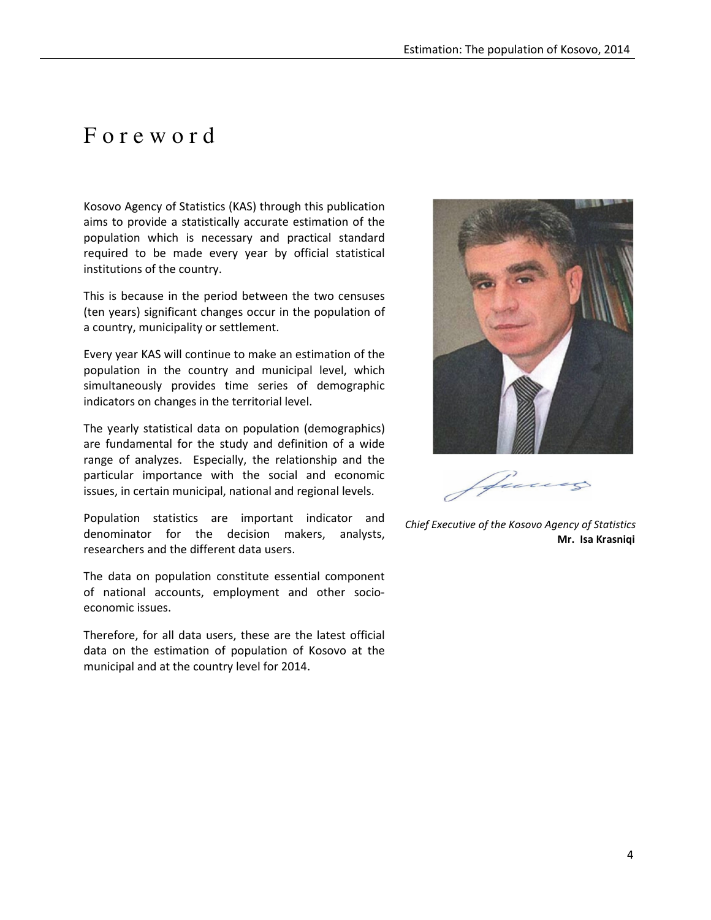# Foreword

Kosovo Agency of Statistics (KAS) through this publication aims to provide a statistically accurate estimation of the population which is necessary and practical standard required to be made every year by official statistical institutions of the country.

This is because in the period between the two censuses (ten years) significant changes occur in the population of a country, municipality or settlement.

Every year KAS will continue to make an estimation of the population in the country and municipal level, which simultaneously provides time series of demographic indicators on changes in the territorial level.

The yearly statistical data on population (demographics) are fundamental for the study and definition of a wide range of analyzes. Especially, the relationship and the particular importance with the social and economic issues, in certain municipal, national and regional levels.

Population statistics are important indicator and denominator for the decision makers, analysts, researchers and the different data users.

The data on population constitute essential component of national accounts, employment and other socio-economic issues.

Therefore, for all data users, these are the latest official data on the estimation of population of Kosovo at the municipal and at the country level for 2014.

*Chief Executive of the Kosovo Agency of Statistics*
**Mr. Isa Krasniqi**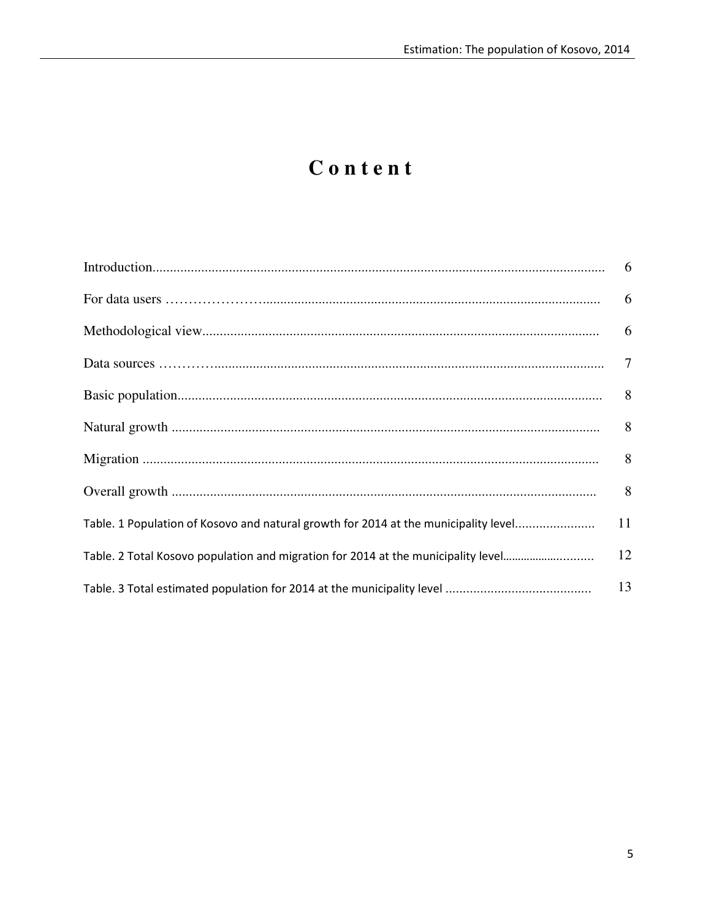# Content

| | |
|---|---|
| Introduction | 6 |
| For data users | 6 |
| Methodological view | 6 |
| Data sources | 7 |
| Basic population | 8 |
| Natural growth | 8 |
| Migration | 8 |
| Overall growth | 8 |
| Table. 1 Population of Kosovo and natural growth for 2014 at the municipality level | 11 |
| Table. 2 Total Kosovo population and migration for 2014 at the municipality level | 12 |
| Table. 3 Total estimated population for 2014 at the municipality level | 13 |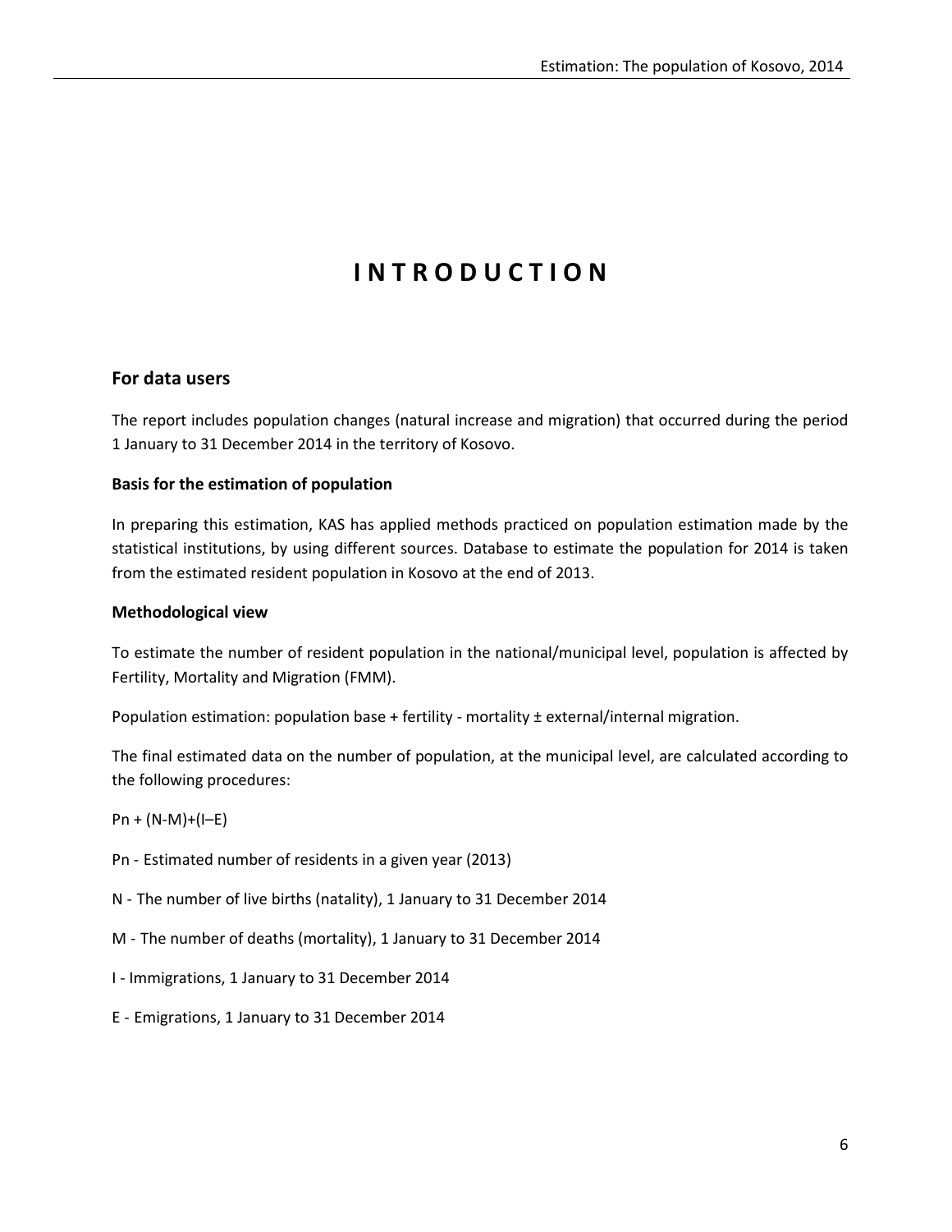# INTRODUCTION

## For data users

The report includes population changes (natural increase and migration) that occurred during the period 1 January to 31 December 2014 in the territory of Kosovo.

### Basis for the estimation of population

In preparing this estimation, KAS has applied methods practiced on population estimation made by the statistical institutions, by using different sources. Database to estimate the population for 2014 is taken from the estimated resident population in Kosovo at the end of 2013.

### Methodological view

To estimate the number of resident population in the national/municipal level, population is affected by Fertility, Mortality and Migration (FMM).

Population estimation: population base + fertility - mortality ± external/internal migration.

The final estimated data on the number of population, at the municipal level, are calculated according to the following procedures:

$P_n + (N-M)+(I–E)$

$P_n$ - Estimated number of residents in a given year (2013)

N - The number of live births (natality), 1 January to 31 December 2014

M - The number of deaths (mortality), 1 January to 31 December 2014

I - Immigrations, 1 January to 31 December 2014

E - Emigrations, 1 January to 31 December 2014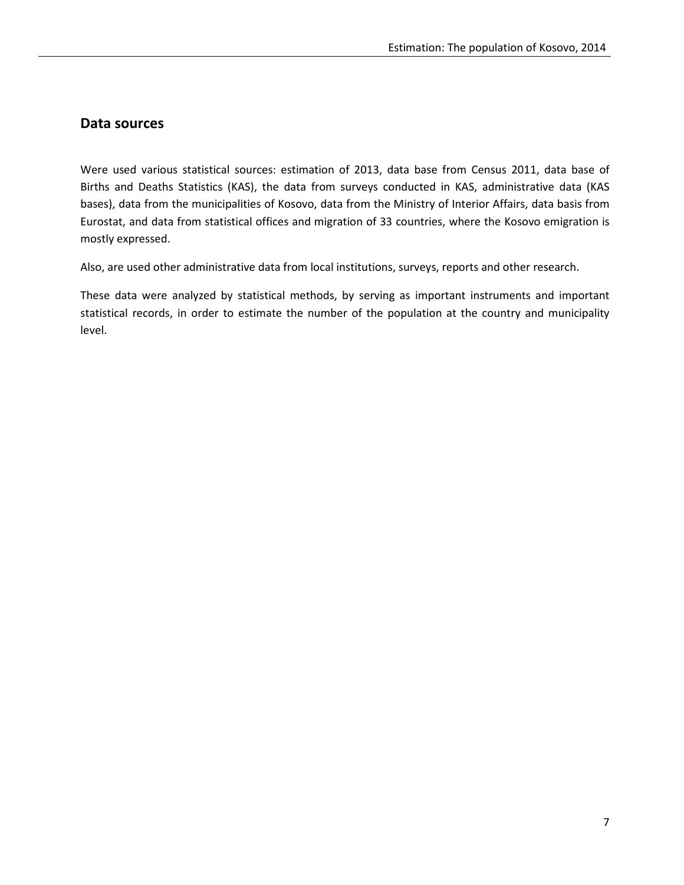## Data sources

Were used various statistical sources: estimation of 2013, data base from Census 2011, data base of Births and Deaths Statistics (KAS), the data from surveys conducted in KAS, administrative data (KAS bases), data from the municipalities of Kosovo, data from the Ministry of Interior Affairs, data basis from Eurostat, and data from statistical offices and migration of 33 countries, where the Kosovo emigration is mostly expressed.

Also, are used other administrative data from local institutions, surveys, reports and other research.

These data were analyzed by statistical methods, by serving as important instruments and important statistical records, in order to estimate the number of the population at the country and municipality level.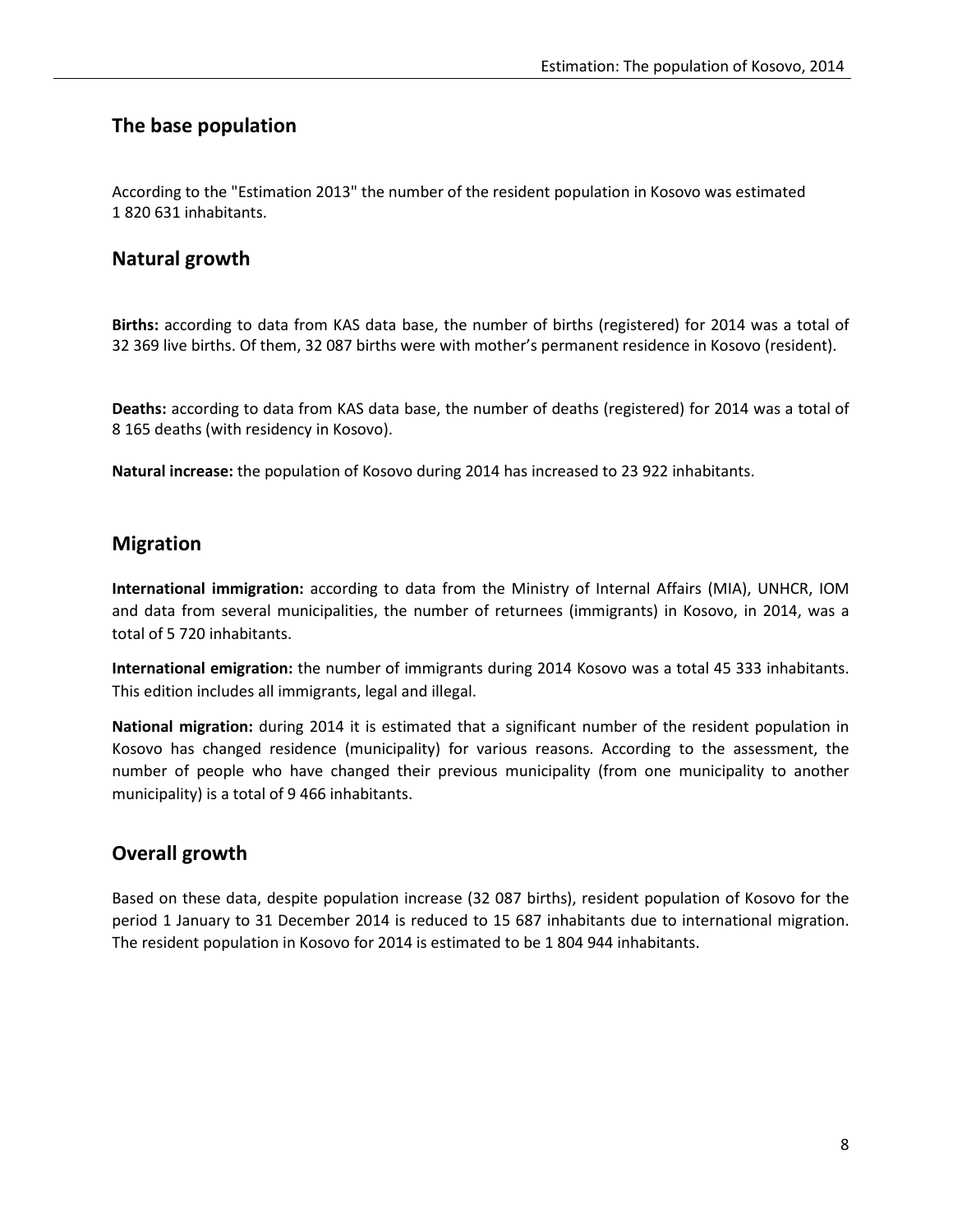## The base population

According to the "Estimation 2013" the number of the resident population in Kosovo was estimated 1 820 631 inhabitants.

## Natural growth

**Births:** according to data from KAS data base, the number of births (registered) for 2014 was a total of 32 369 live births. Of them, 32 087 births were with mother's permanent residence in Kosovo (resident).

**Deaths:** according to data from KAS data base, the number of deaths (registered) for 2014 was a total of 8 165 deaths (with residency in Kosovo).

**Natural increase:** the population of Kosovo during 2014 has increased to 23 922 inhabitants.

## Migration

**International immigration:** according to data from the Ministry of Internal Affairs (MIA), UNHCR, IOM and data from several municipalities, the number of returnees (immigrants) in Kosovo, in 2014, was a total of 5 720 inhabitants.

**International emigration:** the number of immigrants during 2014 Kosovo was a total 45 333 inhabitants. This edition includes all immigrants, legal and illegal.

**National migration:** during 2014 it is estimated that a significant number of the resident population in Kosovo has changed residence (municipality) for various reasons. According to the assessment, the number of people who have changed their previous municipality (from one municipality to another municipality) is a total of 9 466 inhabitants.

## Overall growth

Based on these data, despite population increase (32 087 births), resident population of Kosovo for the period 1 January to 31 December 2014 is reduced to 15 687 inhabitants due to international migration. The resident population in Kosovo for 2014 is estimated to be 1 804 944 inhabitants.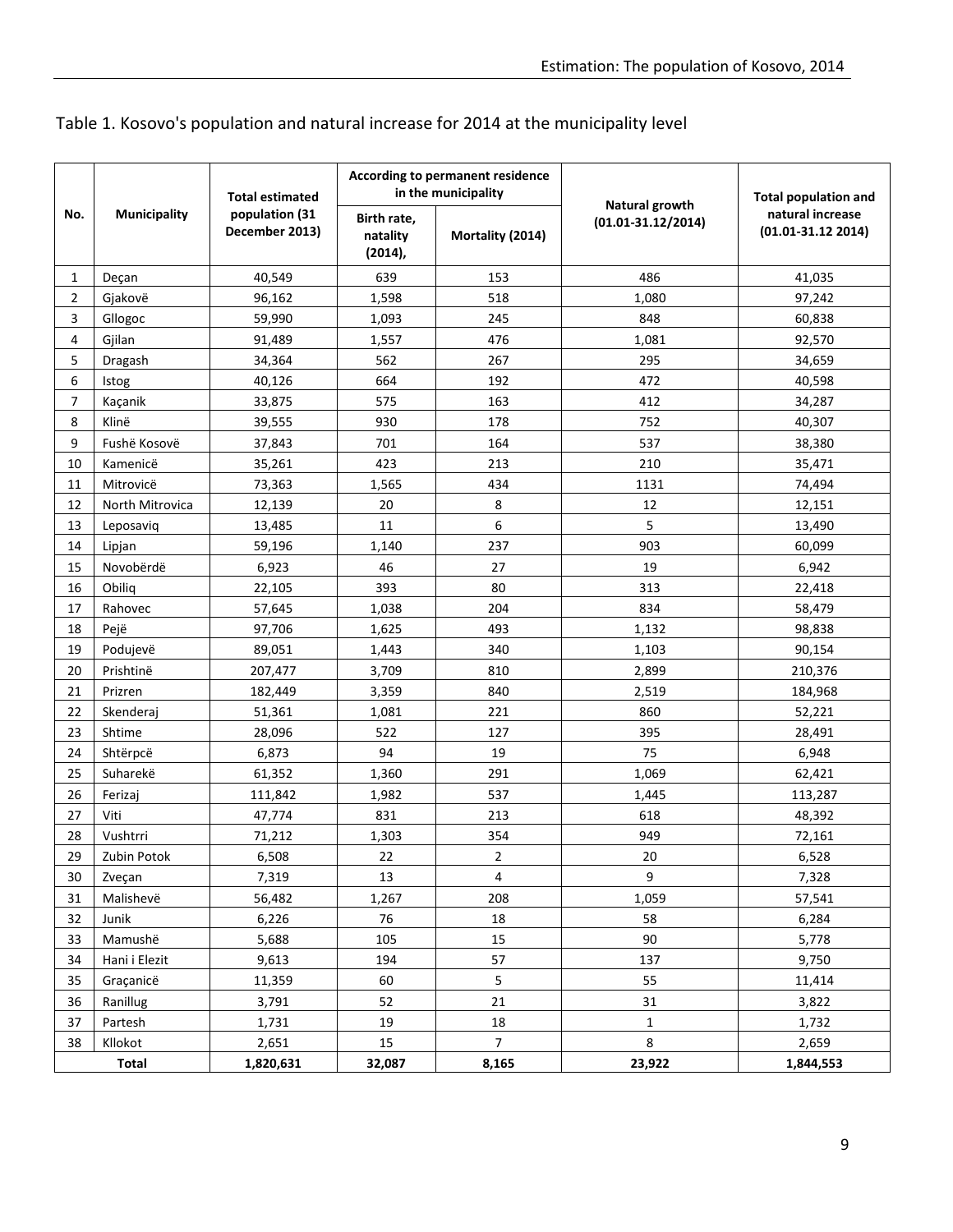Table 1. Kosovo's population and natural increase for 2014 at the municipality level

| No. | Municipality | Total estimated population (31 December 2013) | According to permanent residence in the municipality | | Natural growth (01.01-31.12/2014) | Total population and natural increase (01.01-31.12 2014) |
|---|---|---|---|---|---|---|
| | | | Birth rate, natality (2014), | Mortality (2014) | | |
| 1 | Deçan | 40,549 | 639 | 153 | 486 | 41,035 |
| 2 | Gjakovë | 96,162 | 1,598 | 518 | 1,080 | 97,242 |
| 3 | Gllogoc | 59,990 | 1,093 | 245 | 848 | 60,838 |
| 4 | Gjilan | 91,489 | 1,557 | 476 | 1,081 | 92,570 |
| 5 | Dragash | 34,364 | 562 | 267 | 295 | 34,659 |
| 6 | Istog | 40,126 | 664 | 192 | 472 | 40,598 |
| 7 | Kaçanik | 33,875 | 575 | 163 | 412 | 34,287 |
| 8 | Klinë | 39,555 | 930 | 178 | 752 | 40,307 |
| 9 | Fushë Kosovë | 37,843 | 701 | 164 | 537 | 38,380 |
| 10 | Kamenicë | 35,261 | 423 | 213 | 210 | 35,471 |
| 11 | Mitrovicë | 73,363 | 1,565 | 434 | 1131 | 74,494 |
| 12 | North Mitrovica | 12,139 | 20 | 8 | 12 | 12,151 |
| 13 | Leposaviq | 13,485 | 11 | 6 | 5 | 13,490 |
| 14 | Lipjan | 59,196 | 1,140 | 237 | 903 | 60,099 |
| 15 | Novobërdë | 6,923 | 46 | 27 | 19 | 6,942 |
| 16 | Obiliq | 22,105 | 393 | 80 | 313 | 22,418 |
| 17 | Rahovec | 57,645 | 1,038 | 204 | 834 | 58,479 |
| 18 | Pejë | 97,706 | 1,625 | 493 | 1,132 | 98,838 |
| 19 | Podujevë | 89,051 | 1,443 | 340 | 1,103 | 90,154 |
| 20 | Prishtinë | 207,477 | 3,709 | 810 | 2,899 | 210,376 |
| 21 | Prizren | 182,449 | 3,359 | 840 | 2,519 | 184,968 |
| 22 | Skenderaj | 51,361 | 1,081 | 221 | 860 | 52,221 |
| 23 | Shtime | 28,096 | 522 | 127 | 395 | 28,491 |
| 24 | Shtërpcë | 6,873 | 94 | 19 | 75 | 6,948 |
| 25 | Suharekë | 61,352 | 1,360 | 291 | 1,069 | 62,421 |
| 26 | Ferizaj | 111,842 | 1,982 | 537 | 1,445 | 113,287 |
| 27 | Viti | 47,774 | 831 | 213 | 618 | 48,392 |
| 28 | Vushtrri | 71,212 | 1,303 | 354 | 949 | 72,161 |
| 29 | Zubin Potok | 6,508 | 22 | 2 | 20 | 6,528 |
| 30 | Zveçan | 7,319 | 13 | 4 | 9 | 7,328 |
| 31 | Malishevë | 56,482 | 1,267 | 208 | 1,059 | 57,541 |
| 32 | Junik | 6,226 | 76 | 18 | 58 | 6,284 |
| 33 | Mamushë | 5,688 | 105 | 15 | 90 | 5,778 |
| 34 | Hani i Elezit | 9,613 | 194 | 57 | 137 | 9,750 |
| 35 | Graçanicë | 11,359 | 60 | 5 | 55 | 11,414 |
| 36 | Ranillug | 3,791 | 52 | 21 | 31 | 3,822 |
| 37 | Partesh | 1,731 | 19 | 18 | 1 | 1,732 |
| 38 | Kllokot | 2,651 | 15 | 7 | 8 | 2,659 |
| **Total** | | **1,820,631** | **32,087** | **8,165** | **23,922** | **1,844,553** |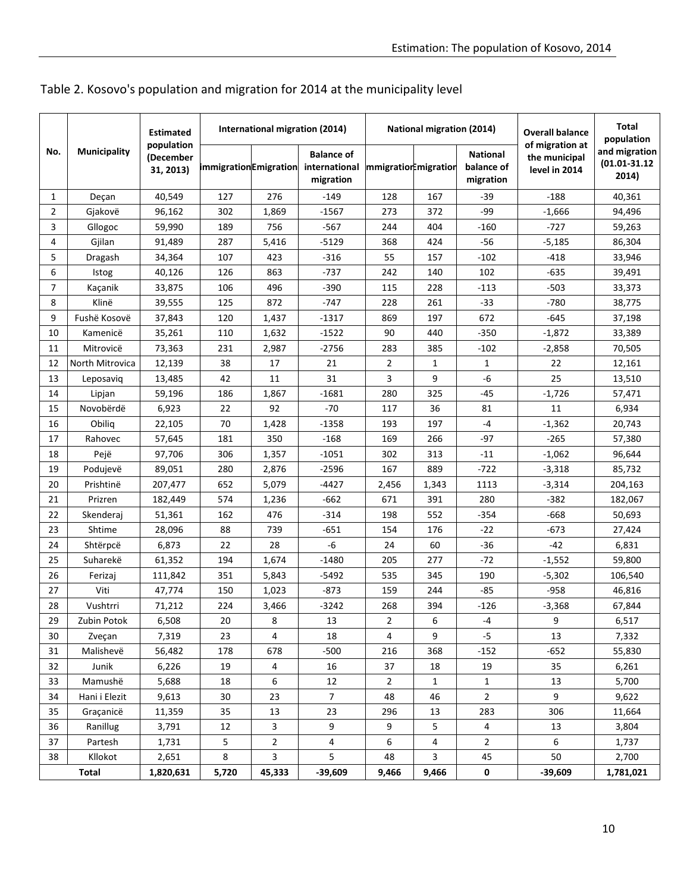Table 2. Kosovo's population and migration for 2014 at the municipality level

| No. | Municipality | Estimated population (December 31, 2013) | International migration (2014) | | | National migration (2014) | | | Overall balance of migration at the municipal level in 2014 | Total population and migration (01.01-31.12 2014) |
|---|---|---|---|---|---|---|---|---|---|---|
| | | | Immigration | Emigration | Balance of international migration | Immigration | Emigration | National balance of migration | | |
| 1 | Deçan | 40,549 | 127 | 276 | -149 | 128 | 167 | -39 | -188 | 40,361 |
| 2 | Gjakovë | 96,162 | 302 | 1,869 | -1567 | 273 | 372 | -99 | -1,666 | 94,496 |
| 3 | Gllogoc | 59,990 | 189 | 756 | -567 | 244 | 404 | -160 | -727 | 59,263 |
| 4 | Gjilan | 91,489 | 287 | 5,416 | -5129 | 368 | 424 | -56 | -5,185 | 86,304 |
| 5 | Dragash | 34,364 | 107 | 423 | -316 | 55 | 157 | -102 | -418 | 33,946 |
| 6 | Istog | 40,126 | 126 | 863 | -737 | 242 | 140 | 102 | -635 | 39,491 |
| 7 | Kaçanik | 33,875 | 106 | 496 | -390 | 115 | 228 | -113 | -503 | 33,373 |
| 8 | Klinë | 39,555 | 125 | 872 | -747 | 228 | 261 | -33 | -780 | 38,775 |
| 9 | Fushë Kosovë | 37,843 | 120 | 1,437 | -1317 | 869 | 197 | 672 | -645 | 37,198 |
| 10 | Kamenicë | 35,261 | 110 | 1,632 | -1522 | 90 | 440 | -350 | -1,872 | 33,389 |
| 11 | Mitrovicë | 73,363 | 231 | 2,987 | -2756 | 283 | 385 | -102 | -2,858 | 70,505 |
| 12 | North Mitrovica | 12,139 | 38 | 17 | 21 | 2 | 1 | 1 | 22 | 12,161 |
| 13 | Leposaviq | 13,485 | 42 | 11 | 31 | 3 | 9 | -6 | 25 | 13,510 |
| 14 | Lipjan | 59,196 | 186 | 1,867 | -1681 | 280 | 325 | -45 | -1,726 | 57,471 |
| 15 | Novobërdë | 6,923 | 22 | 92 | -70 | 117 | 36 | 81 | 11 | 6,934 |
| 16 | Obiliq | 22,105 | 70 | 1,428 | -1358 | 193 | 197 | -4 | -1,362 | 20,743 |
| 17 | Rahovec | 57,645 | 181 | 350 | -168 | 169 | 266 | -97 | -265 | 57,380 |
| 18 | Pejë | 97,706 | 306 | 1,357 | -1051 | 302 | 313 | -11 | -1,062 | 96,644 |
| 19 | Podujevë | 89,051 | 280 | 2,876 | -2596 | 167 | 889 | -722 | -3,318 | 85,732 |
| 20 | Prishtinë | 207,477 | 652 | 5,079 | -4427 | 2,456 | 1,343 | 1113 | -3,314 | 204,163 |
| 21 | Prizren | 182,449 | 574 | 1,236 | -662 | 671 | 391 | 280 | -382 | 182,067 |
| 22 | Skenderaj | 51,361 | 162 | 476 | -314 | 198 | 552 | -354 | -668 | 50,693 |
| 23 | Shtime | 28,096 | 88 | 739 | -651 | 154 | 176 | -22 | -673 | 27,424 |
| 24 | Shtërpcë | 6,873 | 22 | 28 | -6 | 24 | 60 | -36 | -42 | 6,831 |
| 25 | Suharekë | 61,352 | 194 | 1,674 | -1480 | 205 | 277 | -72 | -1,552 | 59,800 |
| 26 | Ferizaj | 111,842 | 351 | 5,843 | -5492 | 535 | 345 | 190 | -5,302 | 106,540 |
| 27 | Viti | 47,774 | 150 | 1,023 | -873 | 159 | 244 | -85 | -958 | 46,816 |
| 28 | Vushtrri | 71,212 | 224 | 3,466 | -3242 | 268 | 394 | -126 | -3,368 | 67,844 |
| 29 | Zubin Potok | 6,508 | 20 | 8 | 13 | 2 | 6 | -4 | 9 | 6,517 |
| 30 | Zveçan | 7,319 | 23 | 4 | 18 | 4 | 9 | -5 | 13 | 7,332 |
| 31 | Malishevë | 56,482 | 178 | 678 | -500 | 216 | 368 | -152 | -652 | 55,830 |
| 32 | Junik | 6,226 | 19 | 4 | 16 | 37 | 18 | 19 | 35 | 6,261 |
| 33 | Mamushë | 5,688 | 18 | 6 | 12 | 2 | 1 | 1 | 13 | 5,700 |
| 34 | Hani i Elezit | 9,613 | 30 | 23 | 7 | 48 | 46 | 2 | 9 | 9,622 |
| 35 | Graçanicë | 11,359 | 35 | 13 | 23 | 296 | 13 | 283 | 306 | 11,664 |
| 36 | Ranillug | 3,791 | 12 | 3 | 9 | 9 | 5 | 4 | 13 | 3,804 |
| 37 | Partesh | 1,731 | 5 | 2 | 4 | 6 | 4 | 2 | 6 | 1,737 |
| 38 | Kllokot | 2,651 | 8 | 3 | 5 | 48 | 3 | 45 | 50 | 2,700 |
| **Total** | | **1,820,631** | **5,720** | **45,333** | **-39,609** | **9,466** | **9,466** | **0** | **-39,609** | **1,781,021** |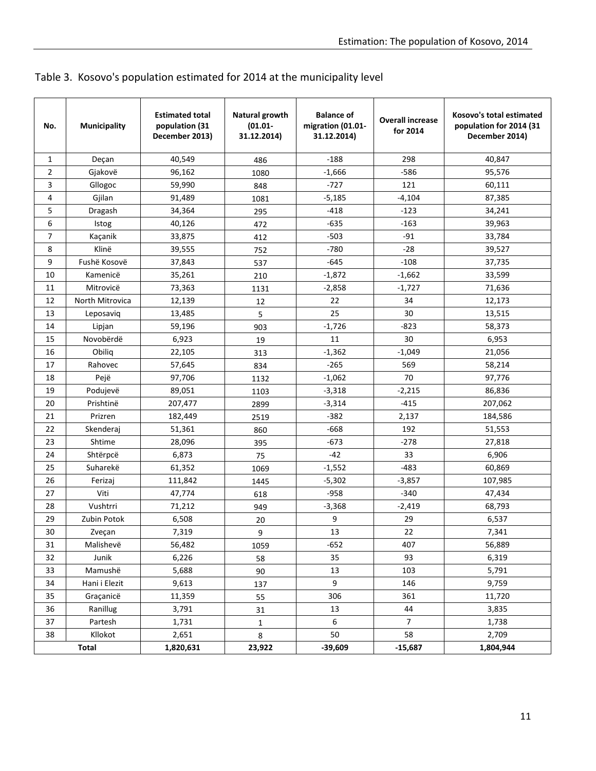Table 3. Kosovo's population estimated for 2014 at the municipality level

| No. | Municipality | Estimated total population (31 December 2013) | Natural growth (01.01-31.12.2014) | Balance of migration (01.01-31.12.2014) | Overall increase for 2014 | Kosovo's total estimated population for 2014 (31 December 2014) |
|---|---|---|---|---|---|---|
| 1 | Deçan | 40,549 | 486 | -188 | 298 | 40,847 |
| 2 | Gjakovë | 96,162 | 1080 | -1,666 | -586 | 95,576 |
| 3 | Gllogoc | 59,990 | 848 | -727 | 121 | 60,111 |
| 4 | Gjilan | 91,489 | 1081 | -5,185 | -4,104 | 87,385 |
| 5 | Dragash | 34,364 | 295 | -418 | -123 | 34,241 |
| 6 | Istog | 40,126 | 472 | -635 | -163 | 39,963 |
| 7 | Kaçanik | 33,875 | 412 | -503 | -91 | 33,784 |
| 8 | Klinë | 39,555 | 752 | -780 | -28 | 39,527 |
| 9 | Fushë Kosovë | 37,843 | 537 | -645 | -108 | 37,735 |
| 10 | Kamenicë | 35,261 | 210 | -1,872 | -1,662 | 33,599 |
| 11 | Mitrovicë | 73,363 | 1131 | -2,858 | -1,727 | 71,636 |
| 12 | North Mitrovica | 12,139 | 12 | 22 | 34 | 12,173 |
| 13 | Leposaviq | 13,485 | 5 | 25 | 30 | 13,515 |
| 14 | Lipjan | 59,196 | 903 | -1,726 | -823 | 58,373 |
| 15 | Novobërdë | 6,923 | 19 | 11 | 30 | 6,953 |
| 16 | Obiliq | 22,105 | 313 | -1,362 | -1,049 | 21,056 |
| 17 | Rahovec | 57,645 | 834 | -265 | 569 | 58,214 |
| 18 | Pejë | 97,706 | 1132 | -1,062 | 70 | 97,776 |
| 19 | Podujevë | 89,051 | 1103 | -3,318 | -2,215 | 86,836 |
| 20 | Prishtinë | 207,477 | 2899 | -3,314 | -415 | 207,062 |
| 21 | Prizren | 182,449 | 2519 | -382 | 2,137 | 184,586 |
| 22 | Skenderaj | 51,361 | 860 | -668 | 192 | 51,553 |
| 23 | Shtime | 28,096 | 395 | -673 | -278 | 27,818 |
| 24 | Shtërpcë | 6,873 | 75 | -42 | 33 | 6,906 |
| 25 | Suharekë | 61,352 | 1069 | -1,552 | -483 | 60,869 |
| 26 | Ferizaj | 111,842 | 1445 | -5,302 | -3,857 | 107,985 |
| 27 | Viti | 47,774 | 618 | -958 | -340 | 47,434 |
| 28 | Vushtrri | 71,212 | 949 | -3,368 | -2,419 | 68,793 |
| 29 | Zubin Potok | 6,508 | 20 | 9 | 29 | 6,537 |
| 30 | Zveçan | 7,319 | 9 | 13 | 22 | 7,341 |
| 31 | Malishevë | 56,482 | 1059 | -652 | 407 | 56,889 |
| 32 | Junik | 6,226 | 58 | 35 | 93 | 6,319 |
| 33 | Mamushë | 5,688 | 90 | 13 | 103 | 5,791 |
| 34 | Hani i Elezit | 9,613 | 137 | 9 | 146 | 9,759 |
| 35 | Graçanicë | 11,359 | 55 | 306 | 361 | 11,720 |
| 36 | Ranillug | 3,791 | 31 | 13 | 44 | 3,835 |
| 37 | Partesh | 1,731 | 1 | 6 | 7 | 1,738 |
| 38 | Kllokot | 2,651 | 8 | 50 | 58 | 2,709 |
| **Total** | | **1,820,631** | **23,922** | **-39,609** | **-15,687** | **1,804,944** |